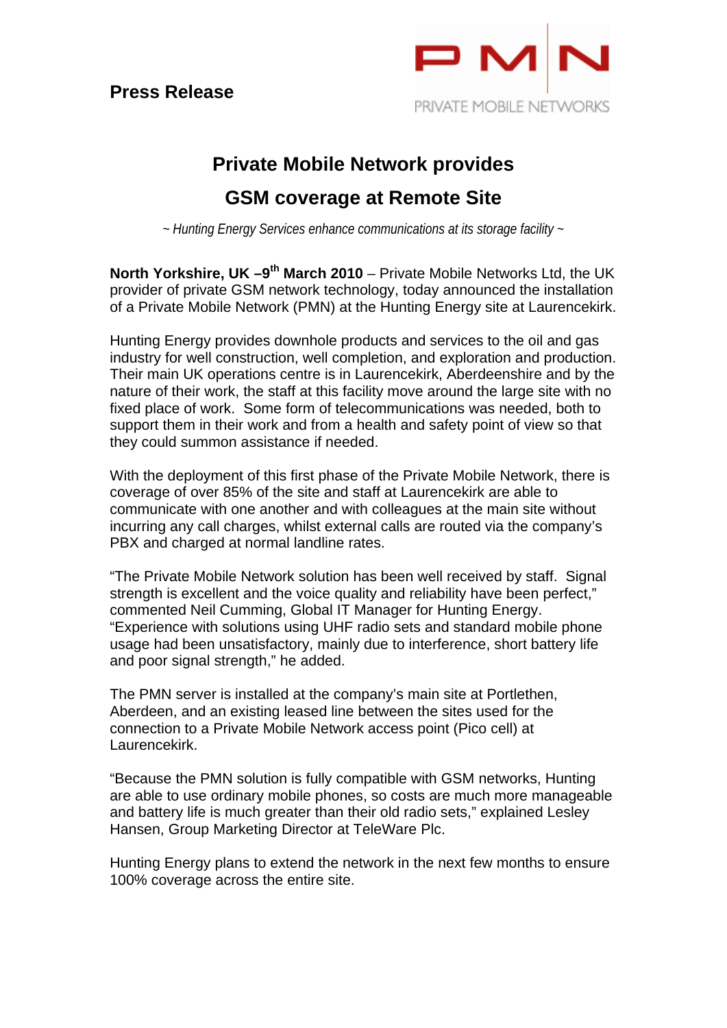**Press Release**

PMN
PRIVATE MOBILE NETWORKS

# Private Mobile Network provides GSM coverage at Remote Site

*~ Hunting Energy Services enhance communications at its storage facility ~*

**North Yorkshire, UK –9th March 2010** – Private Mobile Networks Ltd, the UK provider of private GSM network technology, today announced the installation of a Private Mobile Network (PMN) at the Hunting Energy site at Laurencekirk.

Hunting Energy provides downhole products and services to the oil and gas industry for well construction, well completion, and exploration and production. Their main UK operations centre is in Laurencekirk, Aberdeenshire and by the nature of their work, the staff at this facility move around the large site with no fixed place of work. Some form of telecommunications was needed, both to support them in their work and from a health and safety point of view so that they could summon assistance if needed.

With the deployment of this first phase of the Private Mobile Network, there is coverage of over 85% of the site and staff at Laurencekirk are able to communicate with one another and with colleagues at the main site without incurring any call charges, whilst external calls are routed via the company's PBX and charged at normal landline rates.

"The Private Mobile Network solution has been well received by staff. Signal strength is excellent and the voice quality and reliability have been perfect," commented Neil Cumming, Global IT Manager for Hunting Energy. "Experience with solutions using UHF radio sets and standard mobile phone usage had been unsatisfactory, mainly due to interference, short battery life and poor signal strength," he added.

The PMN server is installed at the company's main site at Portlethen, Aberdeen, and an existing leased line between the sites used for the connection to a Private Mobile Network access point (Pico cell) at Laurencekirk.

"Because the PMN solution is fully compatible with GSM networks, Hunting are able to use ordinary mobile phones, so costs are much more manageable and battery life is much greater than their old radio sets," explained Lesley Hansen, Group Marketing Director at TeleWare Plc.

Hunting Energy plans to extend the network in the next few months to ensure 100% coverage across the entire site.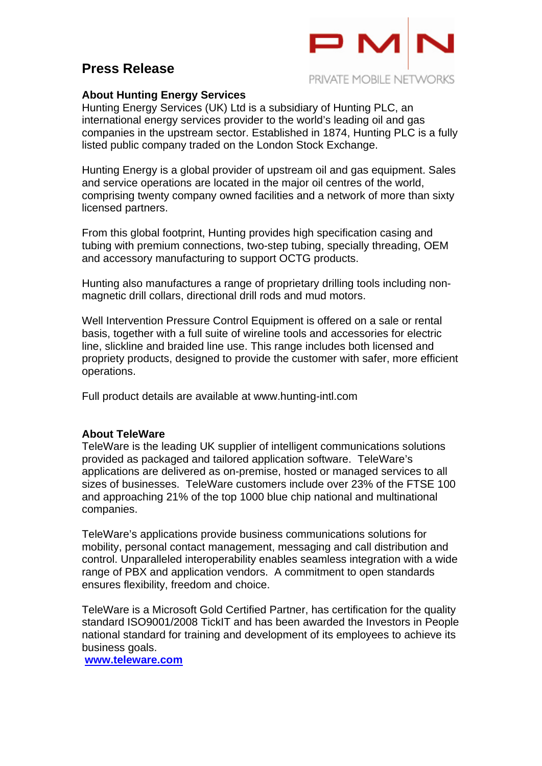# Press Release

PMN
PRIVATE MOBILE NETWORKS

## About Hunting Energy Services

Hunting Energy Services (UK) Ltd is a subsidiary of Hunting PLC, an international energy services provider to the world's leading oil and gas companies in the upstream sector. Established in 1874, Hunting PLC is a fully listed public company traded on the London Stock Exchange.

Hunting Energy is a global provider of upstream oil and gas equipment. Sales and service operations are located in the major oil centres of the world, comprising twenty company owned facilities and a network of more than sixty licensed partners.

From this global footprint, Hunting provides high specification casing and tubing with premium connections, two-step tubing, specially threading, OEM and accessory manufacturing to support OCTG products.

Hunting also manufactures a range of proprietary drilling tools including non-magnetic drill collars, directional drill rods and mud motors.

Well Intervention Pressure Control Equipment is offered on a sale or rental basis, together with a full suite of wireline tools and accessories for electric line, slickline and braided line use. This range includes both licensed and propriety products, designed to provide the customer with safer, more efficient operations.

Full product details are available at www.hunting-intl.com

## About TeleWare

TeleWare is the leading UK supplier of intelligent communications solutions provided as packaged and tailored application software. TeleWare's applications are delivered as on-premise, hosted or managed services to all sizes of businesses. TeleWare customers include over 23% of the FTSE 100 and approaching 21% of the top 1000 blue chip national and multinational companies.

TeleWare's applications provide business communications solutions for mobility, personal contact management, messaging and call distribution and control. Unparalleled interoperability enables seamless integration with a wide range of PBX and application vendors. A commitment to open standards ensures flexibility, freedom and choice.

TeleWare is a Microsoft Gold Certified Partner, has certification for the quality standard ISO9001/2008 TickIT and has been awarded the Investors in People national standard for training and development of its employees to achieve its business goals.

**www.teleware.com**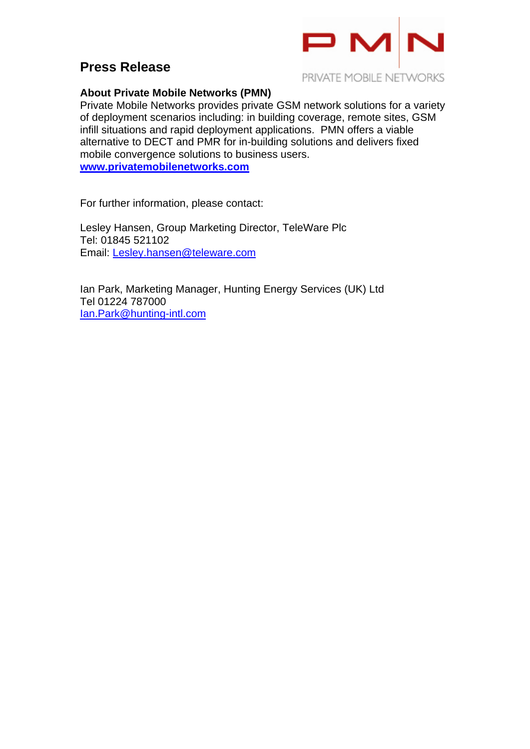PMN

PRIVATE MOBILE NETWORKS

## Press Release

**About Private Mobile Networks (PMN)**
Private Mobile Networks provides private GSM network solutions for a variety of deployment scenarios including: in building coverage, remote sites, GSM infill situations and rapid deployment applications. PMN offers a viable alternative to DECT and PMR for in-building solutions and delivers fixed mobile convergence solutions to business users.
**www.privatemobilenetworks.com**

For further information, please contact:

Lesley Hansen, Group Marketing Director, TeleWare Plc
Tel: 01845 521102
Email: Lesley.hansen@teleware.com

Ian Park, Marketing Manager, Hunting Energy Services (UK) Ltd
Tel 01224 787000
Ian.Park@hunting-intl.com